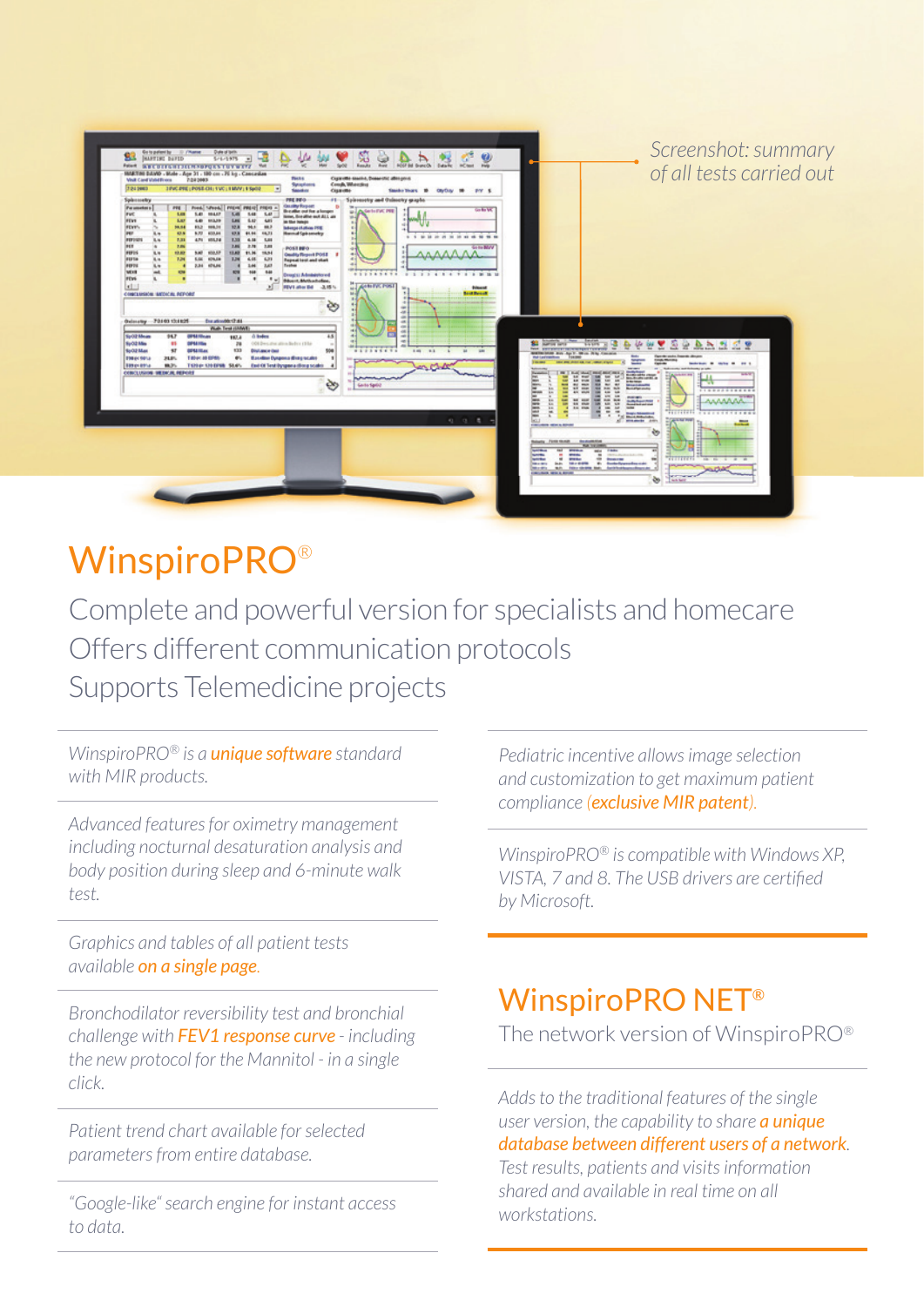*Screenshot: summary of all tests carried out*

# WinspiroPRO®

Complete and powerful version for specialists and homecare
Offers different communication protocols
Supports Telemedicine projects

*WinspiroPRO® is a **unique software** standard with MIR products.*

*Advanced features for oximetry management including nocturnal desaturation analysis and body position during sleep and 6-minute walk test.*

*Graphics and tables of all patient tests available **on a single page**.*

*Bronchodilator reversibility test and bronchial challenge with **FEV1 response curve** - including the new protocol for the Mannitol - in a single click.*

*Patient trend chart available for selected parameters from entire database.*

*"Google-like" search engine for instant access to data.*

*Pediatric incentive allows image selection and customization to get maximum patient compliance (**exclusive MIR patent**).*

*WinspiroPRO® is compatible with Windows XP, VISTA, 7 and 8. The USB drivers are certified by Microsoft.*

## WinspiroPRO NET®

The network version of WinspiroPRO®

*Adds to the traditional features of the single user version, the capability to share **a unique database between different users of a network**. Test results, patients and visits information shared and available in real time on all workstations.*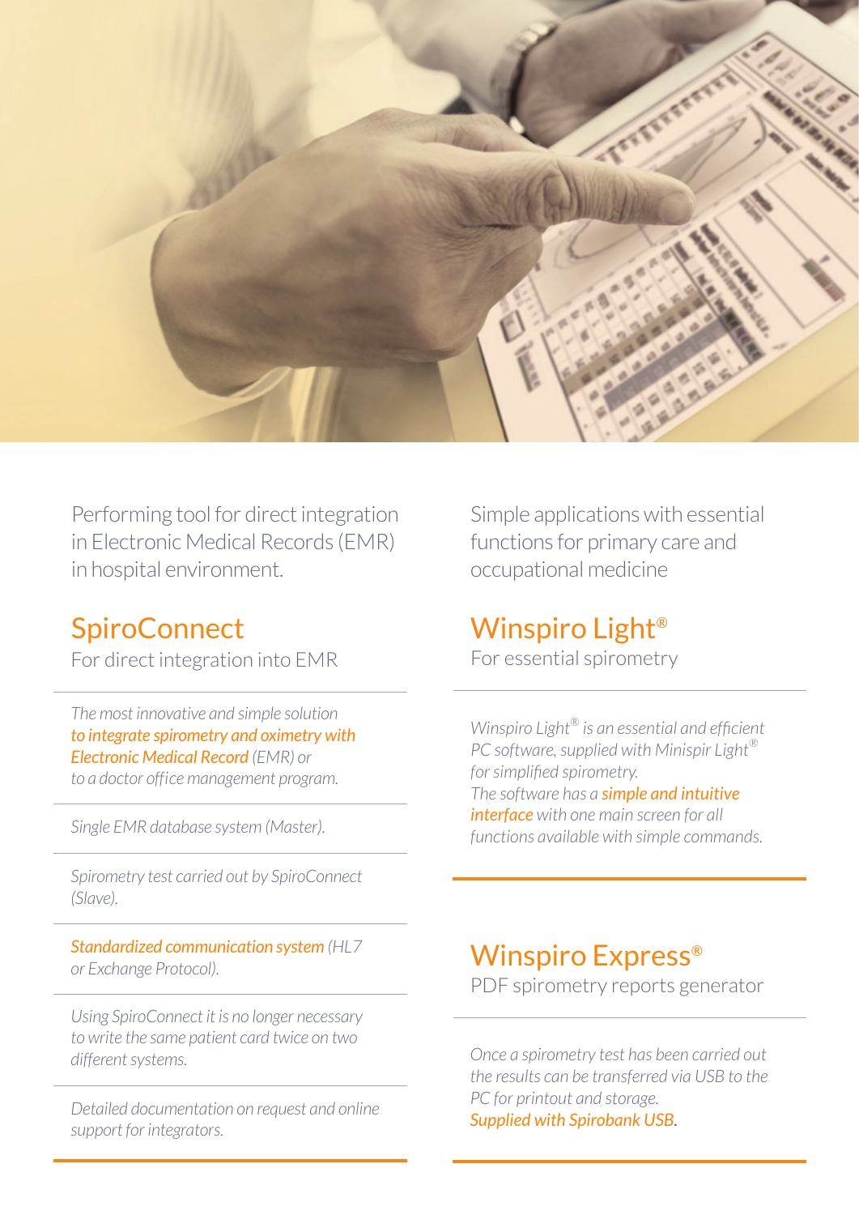Performing tool for direct integration in Electronic Medical Records (EMR) in hospital environment.

## SpiroConnect

For direct integration into EMR

*The most innovative and simple solution **to integrate spirometry and oximetry with Electronic Medical Record** (EMR) or to a doctor office management program.*

*Single EMR database system (Master).*

*Spirometry test carried out by SpiroConnect (Slave).*

***Standardized communication system** (HL7 or Exchange Protocol).*

*Using SpiroConnect it is no longer necessary to write the same patient card twice on two different systems.*

*Detailed documentation on request and online support for integrators.*

Simple applications with essential functions for primary care and occupational medicine

## Winspiro Light®

For essential spirometry

*Winspiro Light® is an essential and efficient PC software, supplied with Minispir Light® for simplified spirometry.*
*The software has a **simple and intuitive interface** with one main screen for all functions available with simple commands.*

## Winspiro Express®

PDF spirometry reports generator

*Once a spirometry test has been carried out the results can be transferred via USB to the PC for printout and storage.*
***Supplied with Spirobank USB**.*